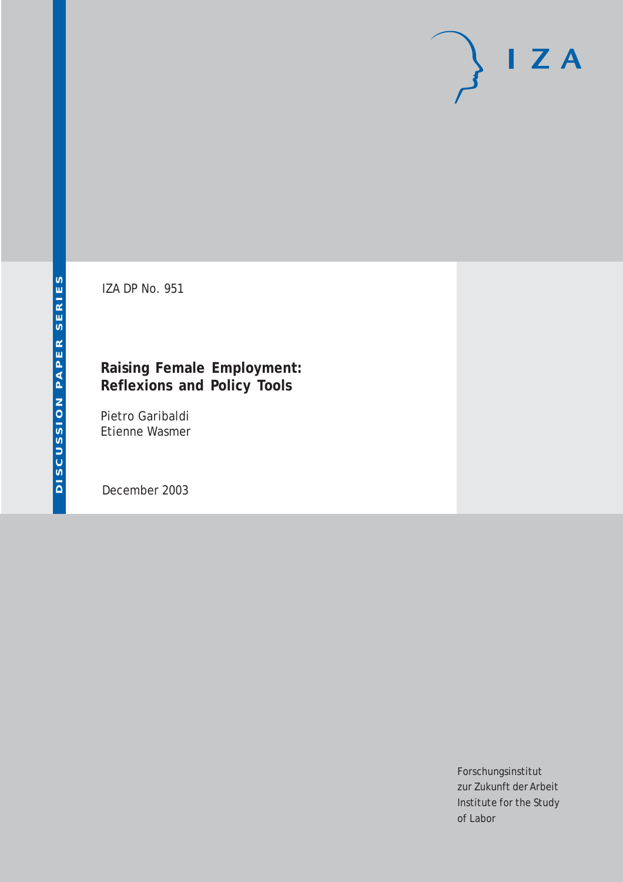DISCUSSION PAPER SERIES

IZA DP No. 951

# Raising Female Employment: Reflexions and Policy Tools

Pietro Garibaldi
Etienne Wasmer

December 2003

Forschungsinstitut
zur Zukunft der Arbeit
Institute for the Study
of Labor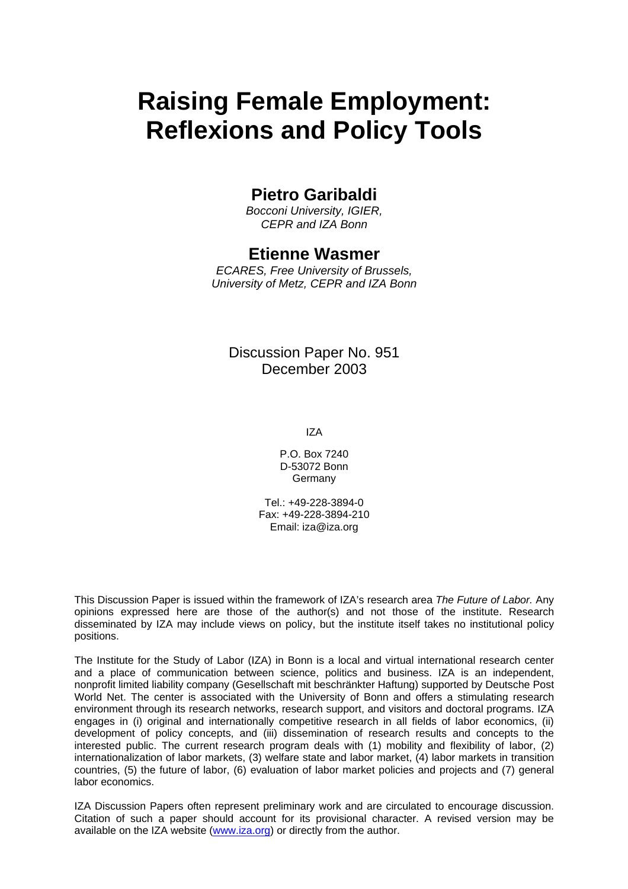# Raising Female Employment: Reflexions and Policy Tools

## Pietro Garibaldi

*Bocconi University, IGIER, CEPR and IZA Bonn*

## Etienne Wasmer

*ECARES, Free University of Brussels, University of Metz, CEPR and IZA Bonn*

Discussion Paper No. 951
December 2003

IZA

P.O. Box 7240
D-53072 Bonn
Germany

Tel.: +49-228-3894-0
Fax: +49-228-3894-210
Email: iza@iza.org

This Discussion Paper is issued within the framework of IZA's research area *The Future of Labor.* Any opinions expressed here are those of the author(s) and not those of the institute. Research disseminated by IZA may include views on policy, but the institute itself takes no institutional policy positions.

The Institute for the Study of Labor (IZA) in Bonn is a local and virtual international research center and a place of communication between science, politics and business. IZA is an independent, nonprofit limited liability company (Gesellschaft mit beschränkter Haftung) supported by Deutsche Post World Net. The center is associated with the University of Bonn and offers a stimulating research environment through its research networks, research support, and visitors and doctoral programs. IZA engages in (i) original and internationally competitive research in all fields of labor economics, (ii) development of policy concepts, and (iii) dissemination of research results and concepts to the interested public. The current research program deals with (1) mobility and flexibility of labor, (2) internationalization of labor markets, (3) welfare state and labor market, (4) labor markets in transition countries, (5) the future of labor, (6) evaluation of labor market policies and projects and (7) general labor economics.

IZA Discussion Papers often represent preliminary work and are circulated to encourage discussion. Citation of such a paper should account for its provisional character. A revised version may be available on the IZA website (www.iza.org) or directly from the author.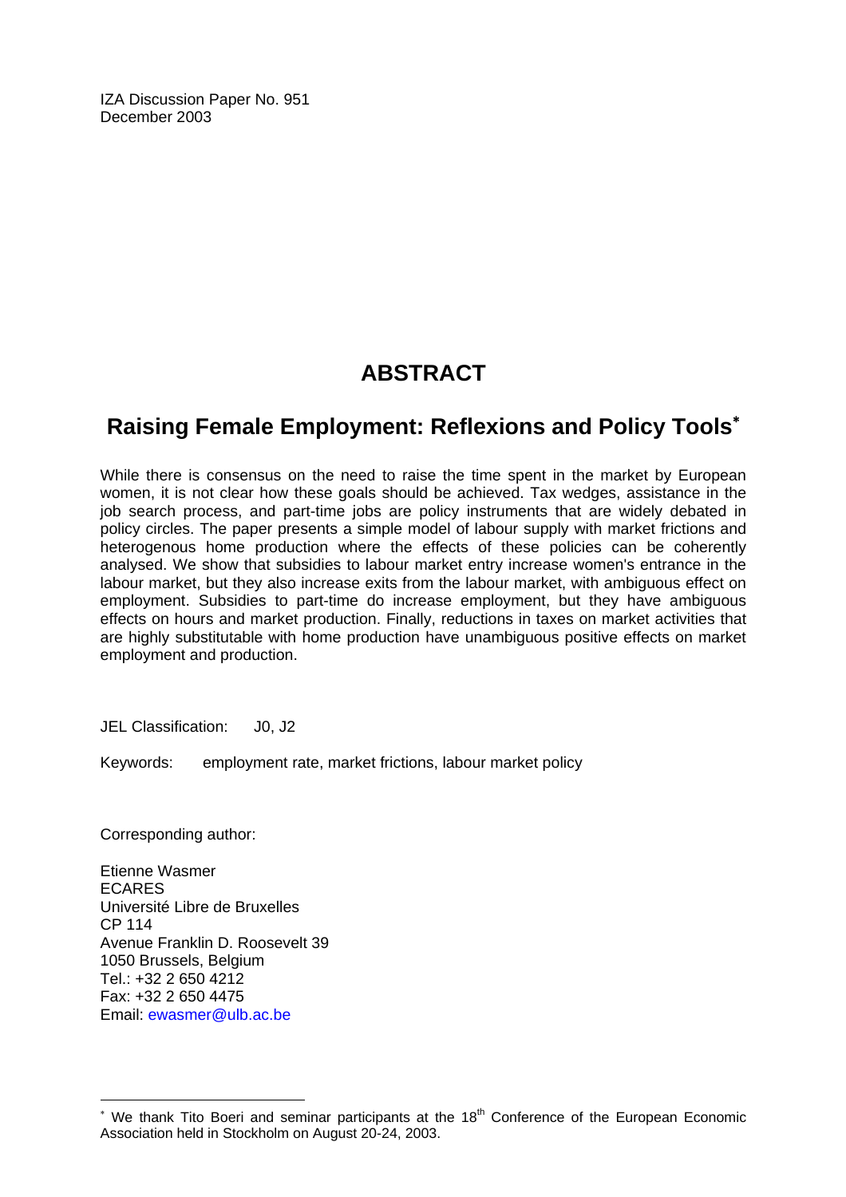IZA Discussion Paper No. 951
December 2003

# ABSTRACT

## Raising Female Employment: Reflexions and Policy Tools*

While there is consensus on the need to raise the time spent in the market by European women, it is not clear how these goals should be achieved. Tax wedges, assistance in the job search process, and part-time jobs are policy instruments that are widely debated in policy circles. The paper presents a simple model of labour supply with market frictions and heterogenous home production where the effects of these policies can be coherently analysed. We show that subsidies to labour market entry increase women's entrance in the labour market, but they also increase exits from the labour market, with ambiguous effect on employment. Subsidies to part-time do increase employment, but they have ambiguous effects on hours and market production. Finally, reductions in taxes on market activities that are highly substitutable with home production have unambiguous positive effects on market employment and production.

JEL Classification: J0, J2

Keywords: employment rate, market frictions, labour market policy

Corresponding author:

Etienne Wasmer
ECARES
Université Libre de Bruxelles
CP 114
Avenue Franklin D. Roosevelt 39
1050 Brussels, Belgium
Tel.: +32 2 650 4212
Fax: +32 2 650 4475
Email: ewasmer@ulb.ac.be

* We thank Tito Boeri and seminar participants at the 18th Conference of the European Economic Association held in Stockholm on August 20-24, 2003.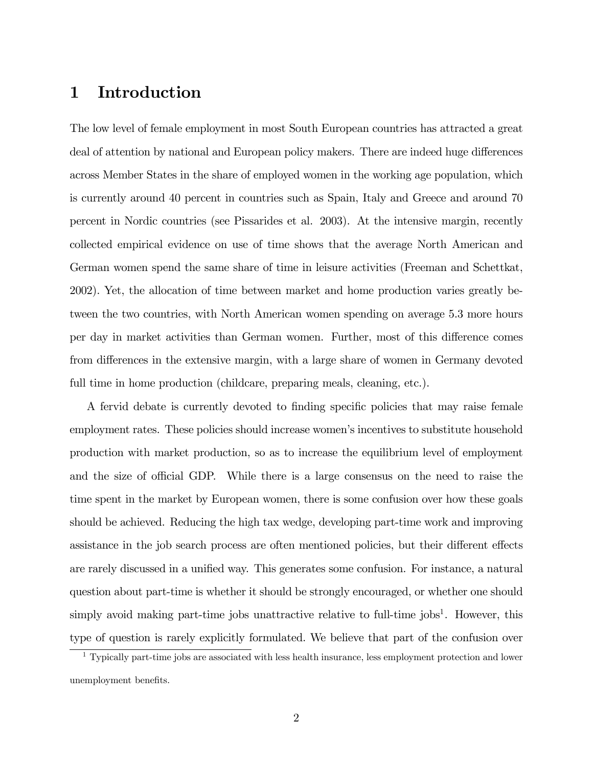# 1 Introduction

The low level of female employment in most South European countries has attracted a great deal of attention by national and European policy makers. There are indeed huge differences across Member States in the share of employed women in the working age population, which is currently around 40 percent in countries such as Spain, Italy and Greece and around 70 percent in Nordic countries (see Pissarides et al. 2003). At the intensive margin, recently collected empirical evidence on use of time shows that the average North American and German women spend the same share of time in leisure activities (Freeman and Schettkat, 2002). Yet, the allocation of time between market and home production varies greatly between the two countries, with North American women spending on average 5.3 more hours per day in market activities than German women. Further, most of this difference comes from differences in the extensive margin, with a large share of women in Germany devoted full time in home production (childcare, preparing meals, cleaning, etc.).

A fervid debate is currently devoted to finding specific policies that may raise female employment rates. These policies should increase women's incentives to substitute household production with market production, so as to increase the equilibrium level of employment and the size of official GDP. While there is a large consensus on the need to raise the time spent in the market by European women, there is some confusion over how these goals should be achieved. Reducing the high tax wedge, developing part-time work and improving assistance in the job search process are often mentioned policies, but their different effects are rarely discussed in a unified way. This generates some confusion. For instance, a natural question about part-time is whether it should be strongly encouraged, or whether one should simply avoid making part-time jobs unattractive relative to full-time jobs[1]. However, this type of question is rarely explicitly formulated. We believe that part of the confusion over

[1] Typically part-time jobs are associated with less health insurance, less employment protection and lower unemployment benefits.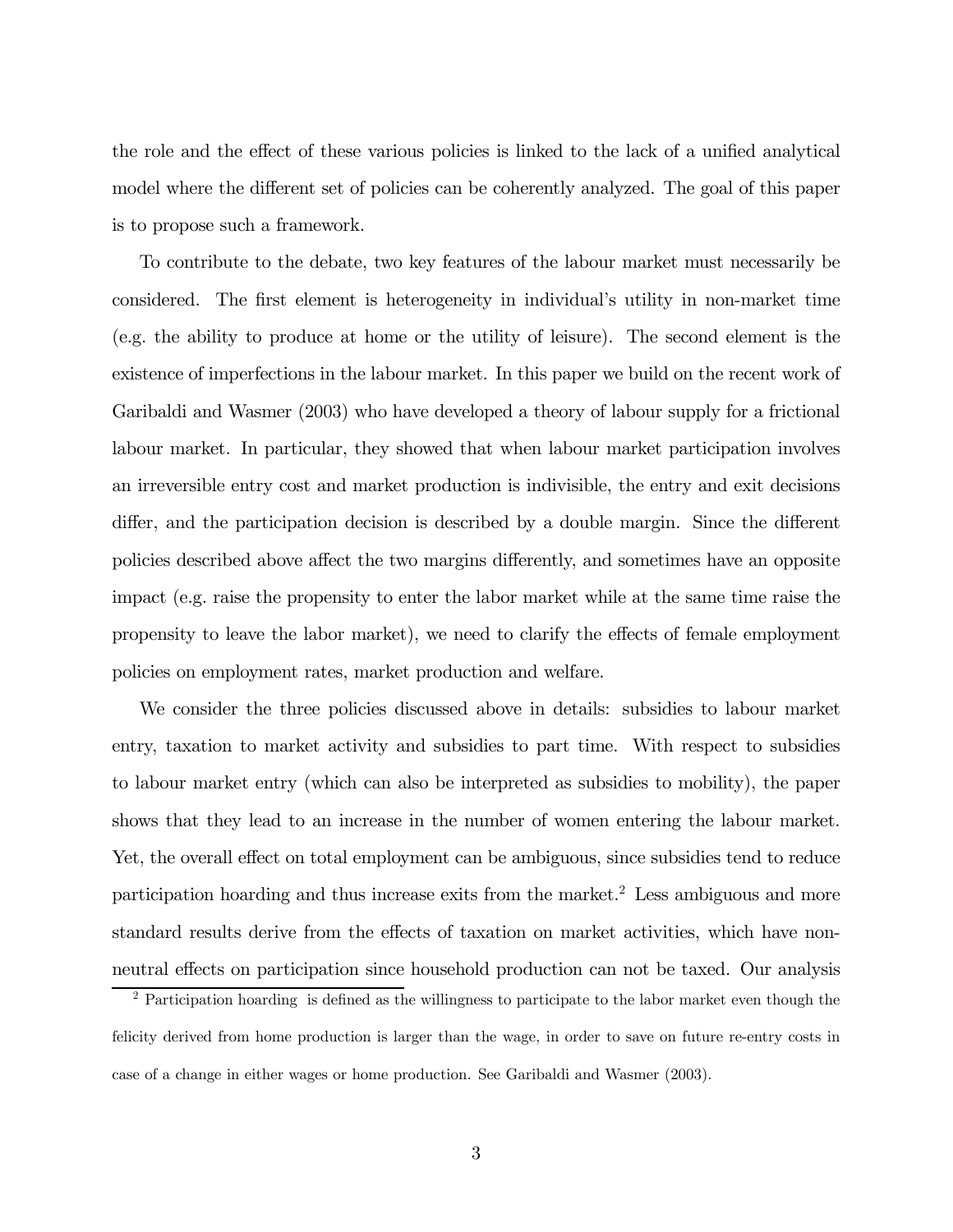the role and the effect of these various policies is linked to the lack of a unified analytical model where the different set of policies can be coherently analyzed. The goal of this paper is to propose such a framework.

To contribute to the debate, two key features of the labour market must necessarily be considered. The first element is heterogeneity in individual's utility in non-market time (e.g. the ability to produce at home or the utility of leisure). The second element is the existence of imperfections in the labour market. In this paper we build on the recent work of Garibaldi and Wasmer (2003) who have developed a theory of labour supply for a frictional labour market. In particular, they showed that when labour market participation involves an irreversible entry cost and market production is indivisible, the entry and exit decisions differ, and the participation decision is described by a double margin. Since the different policies described above affect the two margins differently, and sometimes have an opposite impact (e.g. raise the propensity to enter the labor market while at the same time raise the propensity to leave the labor market), we need to clarify the effects of female employment policies on employment rates, market production and welfare.

We consider the three policies discussed above in details: subsidies to labour market entry, taxation to market activity and subsidies to part time. With respect to subsidies to labour market entry (which can also be interpreted as subsidies to mobility), the paper shows that they lead to an increase in the number of women entering the labour market. Yet, the overall effect on total employment can be ambiguous, since subsidies tend to reduce participation hoarding and thus increase exits from the market.[2] Less ambiguous and more standard results derive from the effects of taxation on market activities, which have non-neutral effects on participation since household production can not be taxed. Our analysis

[2] Participation hoarding is defined as the willingness to participate to the labor market even though the felicity derived from home production is larger than the wage, in order to save on future re-entry costs in case of a change in either wages or home production. See Garibaldi and Wasmer (2003).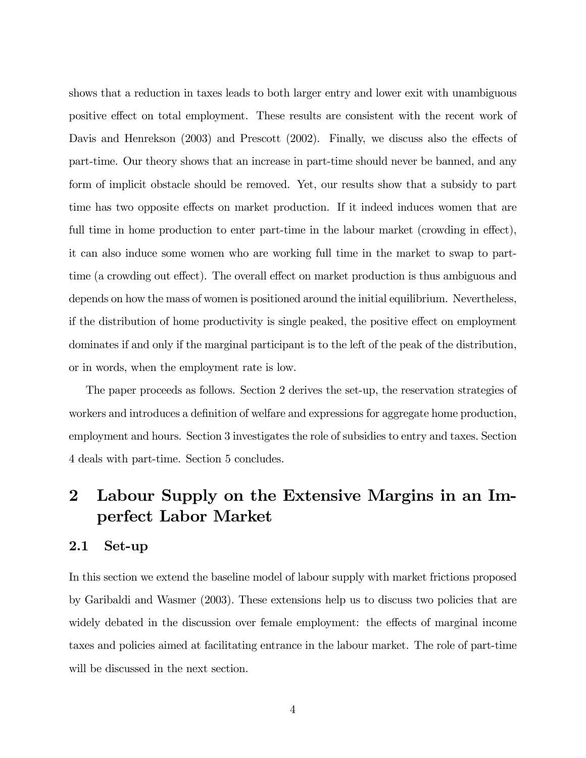shows that a reduction in taxes leads to both larger entry and lower exit with unambiguous positive effect on total employment. These results are consistent with the recent work of Davis and Henrekson (2003) and Prescott (2002). Finally, we discuss also the effects of part-time. Our theory shows that an increase in part-time should never be banned, and any form of implicit obstacle should be removed. Yet, our results show that a subsidy to part time has two opposite effects on market production. If it indeed induces women that are full time in home production to enter part-time in the labour market (crowding in effect), it can also induce some women who are working full time in the market to swap to part-time (a crowding out effect). The overall effect on market production is thus ambiguous and depends on how the mass of women is positioned around the initial equilibrium. Nevertheless, if the distribution of home productivity is single peaked, the positive effect on employment dominates if and only if the marginal participant is to the left of the peak of the distribution, or in words, when the employment rate is low.

The paper proceeds as follows. Section 2 derives the set-up, the reservation strategies of workers and introduces a definition of welfare and expressions for aggregate home production, employment and hours. Section 3 investigates the role of subsidies to entry and taxes. Section 4 deals with part-time. Section 5 concludes.

# 2 Labour Supply on the Extensive Margins in an Imperfect Labor Market

## 2.1 Set-up

In this section we extend the baseline model of labour supply with market frictions proposed by Garibaldi and Wasmer (2003). These extensions help us to discuss two policies that are widely debated in the discussion over female employment: the effects of marginal income taxes and policies aimed at facilitating entrance in the labour market. The role of part-time will be discussed in the next section.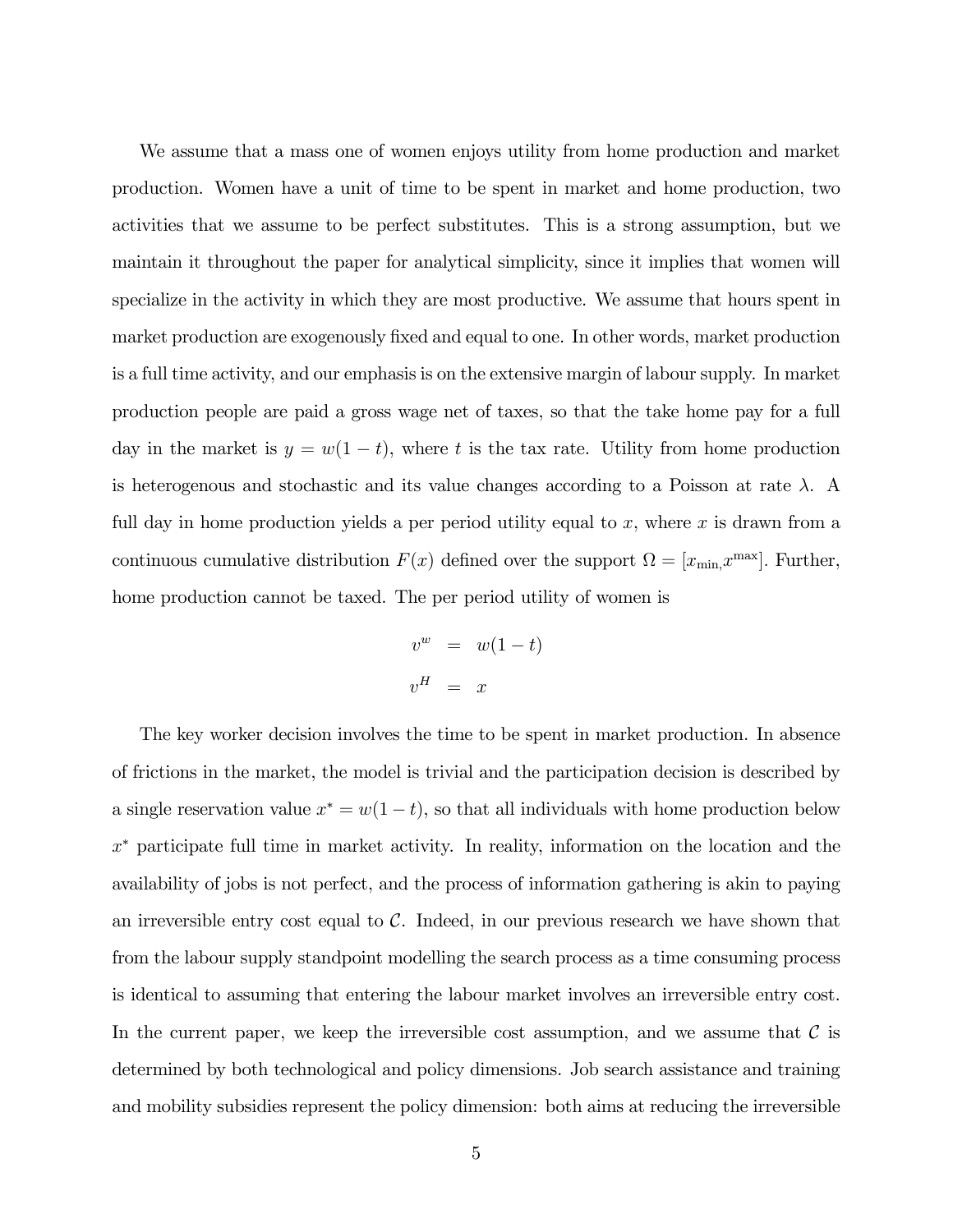We assume that a mass one of women enjoys utility from home production and market production. Women have a unit of time to be spent in market and home production, two activities that we assume to be perfect substitutes. This is a strong assumption, but we maintain it throughout the paper for analytical simplicity, since it implies that women will specialize in the activity in which they are most productive. We assume that hours spent in market production are exogenously fixed and equal to one. In other words, market production is a full time activity, and our emphasis is on the extensive margin of labour supply. In market production people are paid a gross wage net of taxes, so that the take home pay for a full day in the market is $y = w(1-t)$, where $t$ is the tax rate. Utility from home production is heterogenous and stochastic and its value changes according to a Poisson at rate $\lambda$. A full day in home production yields a per period utility equal to $x$, where $x$ is drawn from a continuous cumulative distribution $F(x)$ defined over the support $\Omega = [x_{\min}, x^{\max}]$. Further, home production cannot be taxed. The per period utility of women is

$$
\begin{aligned}
v^w &= w(1-t) \\
v^H &= x
\end{aligned}
$$

The key worker decision involves the time to be spent in market production. In absence of frictions in the market, the model is trivial and the participation decision is described by a single reservation value $x^* = w(1-t)$, so that all individuals with home production below $x^*$ participate full time in market activity. In reality, information on the location and the availability of jobs is not perfect, and the process of information gathering is akin to paying an irreversible entry cost equal to $\mathcal{C}$. Indeed, in our previous research we have shown that from the labour supply standpoint modelling the search process as a time consuming process is identical to assuming that entering the labour market involves an irreversible entry cost. In the current paper, we keep the irreversible cost assumption, and we assume that $\mathcal{C}$ is determined by both technological and policy dimensions. Job search assistance and training and mobility subsidies represent the policy dimension: both aims at reducing the irreversible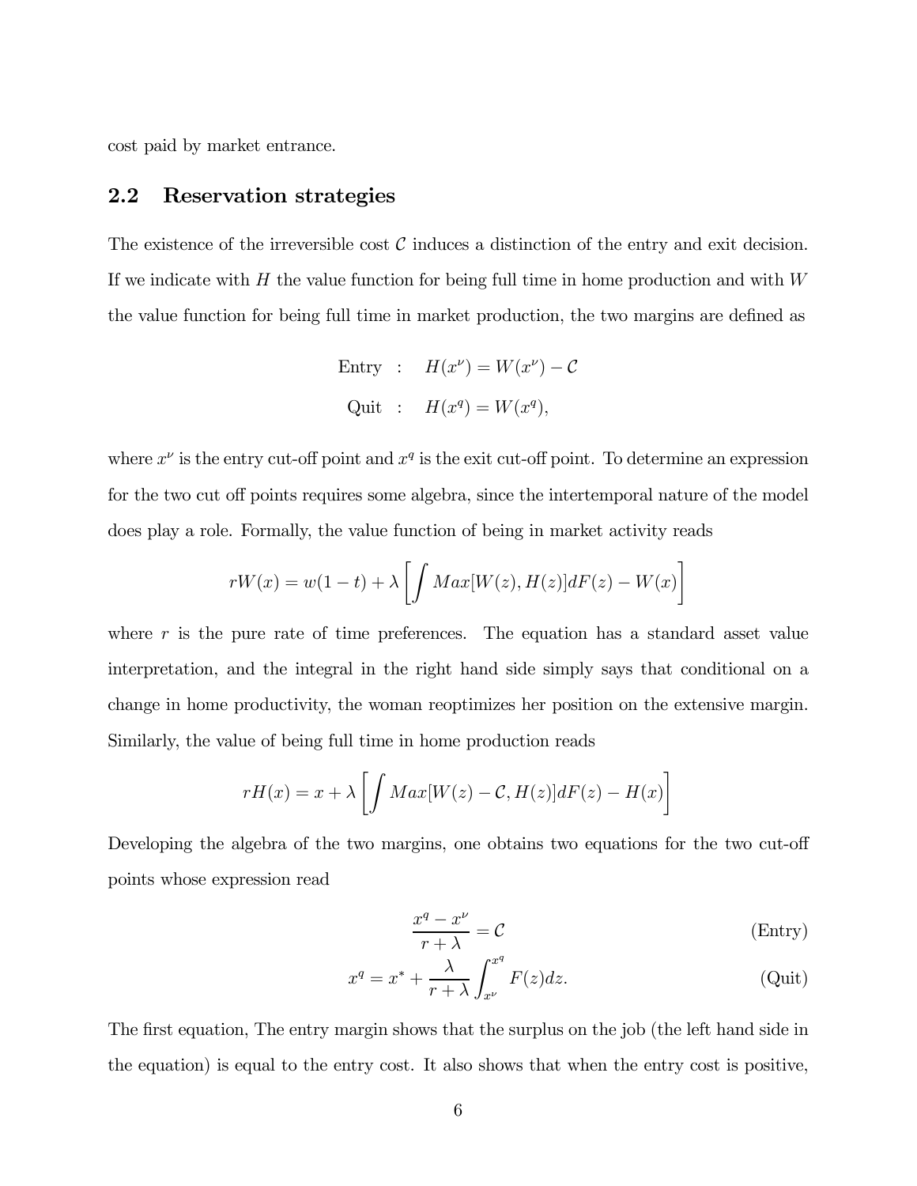cost paid by market entrance.

## 2.2 Reservation strategies

The existence of the irreversible cost $\mathcal{C}$ induces a distinction of the entry and exit decision. If we indicate with $H$ the value function for being full time in home production and with $W$ the value function for being full time in market production, the two margins are defined as

$$
\begin{aligned}
\text{Entry} &: \quad H(x^{\nu}) = W(x^{\nu}) - \mathcal{C} \\
\text{Quit} &: \quad H(x^{q}) = W(x^{q}),
\end{aligned}
$$

where $x^{\nu}$ is the entry cut-off point and $x^{q}$ is the exit cut-off point. To determine an expression for the two cut off points requires some algebra, since the intertemporal nature of the model does play a role. Formally, the value function of being in market activity reads

$$
rW(x) = w(1-t) + \lambda \left[ \int Max[W(z), H(z)]dF(z) - W(x) \right]
$$

where $r$ is the pure rate of time preferences. The equation has a standard asset value interpretation, and the integral in the right hand side simply says that conditional on a change in home productivity, the woman reoptimizes her position on the extensive margin. Similarly, the value of being full time in home production reads

$$
rH(x) = x + \lambda \left[ \int Max[W(z) - \mathcal{C}, H(z)]dF(z) - H(x) \right]
$$

Developing the algebra of the two margins, one obtains two equations for the two cut-off points whose expression read

$$
\frac{x^{q} - x^{\nu}}{r + \lambda} = \mathcal{C} \qquad \text{(Entry)}
$$

$$
x^{q} = x^{*} + \frac{\lambda}{r + \lambda} \int_{x^{\nu}}^{x^{q}} F(z)dz. \qquad \text{(Quit)}
$$

The first equation, The entry margin shows that the surplus on the job (the left hand side in the equation) is equal to the entry cost. It also shows that when the entry cost is positive,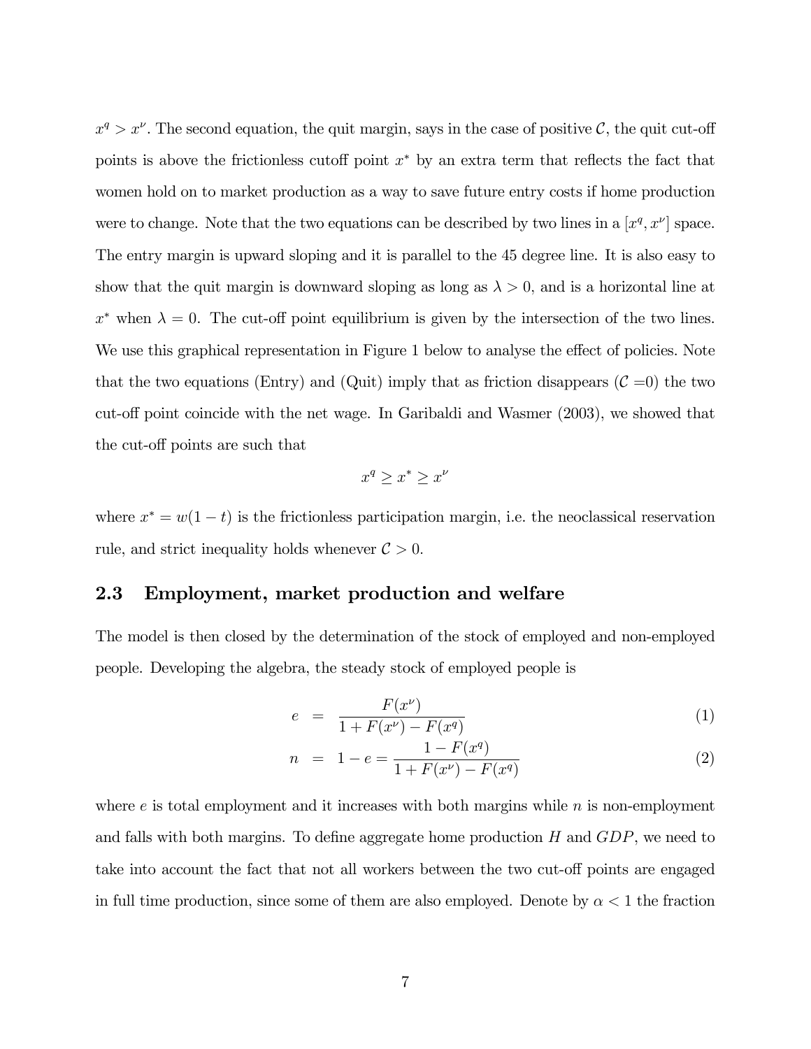$x^q > x^\nu$. The second equation, the quit margin, says in the case of positive $\mathcal{C}$, the quit cut-off points is above the frictionless cutoff point $x^*$ by an extra term that reflects the fact that women hold on to market production as a way to save future entry costs if home production were to change. Note that the two equations can be described by two lines in a $[x^q, x^\nu]$ space. The entry margin is upward sloping and it is parallel to the 45 degree line. It is also easy to show that the quit margin is downward sloping as long as $\lambda > 0$, and is a horizontal line at $x^*$ when $\lambda = 0$. The cut-off point equilibrium is given by the intersection of the two lines. We use this graphical representation in Figure 1 below to analyse the effect of policies. Note that the two equations (Entry) and (Quit) imply that as friction disappears ($\mathcal{C}$ =0) the two cut-off point coincide with the net wage. In Garibaldi and Wasmer (2003), we showed that the cut-off points are such that

$$x^q \geq x^* \geq x^\nu$$

where $x^* = w(1-t)$ is the frictionless participation margin, i.e. the neoclassical reservation rule, and strict inequality holds whenever $\mathcal{C} > 0$.

### 2.3 Employment, market production and welfare

The model is then closed by the determination of the stock of employed and non-employed people. Developing the algebra, the steady stock of employed people is

$$e = \frac{F(x^\nu)}{1 + F(x^\nu) - F(x^q)} \tag{1}$$

$$n = 1 - e = \frac{1 - F(x^q)}{1 + F(x^\nu) - F(x^q)} \tag{2}$$

where $e$ is total employment and it increases with both margins while $n$ is non-employment and falls with both margins. To define aggregate home production $H$ and $GDP$, we need to take into account the fact that not all workers between the two cut-off points are engaged in full time production, since some of them are also employed. Denote by $\alpha < 1$ the fraction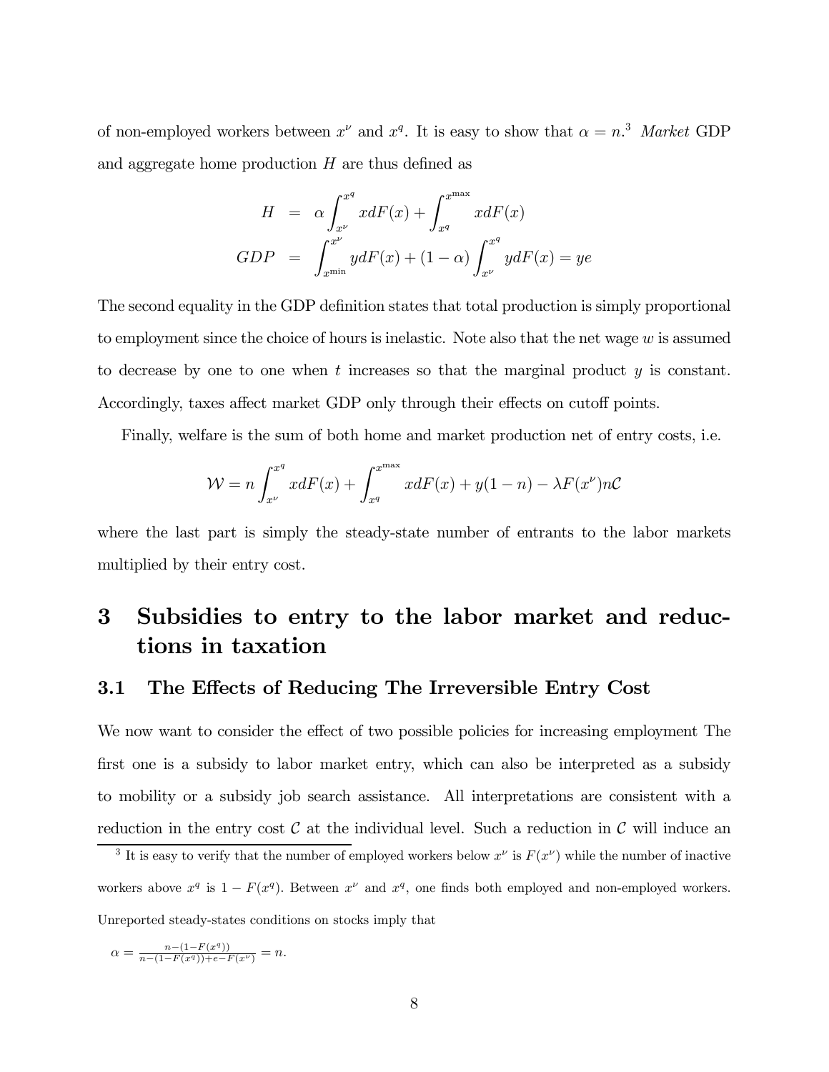of non-employed workers between $x^{\nu}$ and $x^{q}$. It is easy to show that $\alpha = n$.[3] *Market* GDP and aggregate home production $H$ are thus defined as

$$
\begin{aligned}
H &= \alpha \int_{x^{\nu}}^{x^{q}} x dF(x) + \int_{x^{q}}^{x^{\max}} x dF(x) \\
GDP &= \int_{x^{\min}}^{x^{\nu}} y dF(x) + (1-\alpha) \int_{x^{\nu}}^{x^{q}} y dF(x) = ye
\end{aligned}
$$

The second equality in the GDP definition states that total production is simply proportional to employment since the choice of hours is inelastic. Note also that the net wage $w$ is assumed to decrease by one to one when $t$ increases so that the marginal product $y$ is constant. Accordingly, taxes affect market GDP only through their effects on cutoff points.

Finally, welfare is the sum of both home and market production net of entry costs, i.e.

$$
\mathcal{W} = n \int_{x^{\nu}}^{x^{q}} x dF(x) + \int_{x^{q}}^{x^{\max}} x dF(x) + y(1-n) - \lambda F(x^{\nu}) n \mathcal{C}
$$

where the last part is simply the steady-state number of entrants to the labor markets multiplied by their entry cost.

# 3 Subsidies to entry to the labor market and reductions in taxation

## 3.1 The Effects of Reducing The Irreversible Entry Cost

We now want to consider the effect of two possible policies for increasing employment The first one is a subsidy to labor market entry, which can also be interpreted as a subsidy to mobility or a subsidy job search assistance. All interpretations are consistent with a reduction in the entry cost $\mathcal{C}$ at the individual level. Such a reduction in $\mathcal{C}$ will induce an

[3] It is easy to verify that the number of employed workers below $x^{\nu}$ is $F(x^{\nu})$ while the number of inactive workers above $x^{q}$ is $1 - F(x^{q})$. Between $x^{\nu}$ and $x^{q}$, one finds both employed and non-employed workers. Unreported steady-states conditions on stocks imply that

$$
\alpha = \frac{n - (1 - F(x^{q}))}{n - (1 - F(x^{q})) + e - F(x^{\nu})} = n.
$$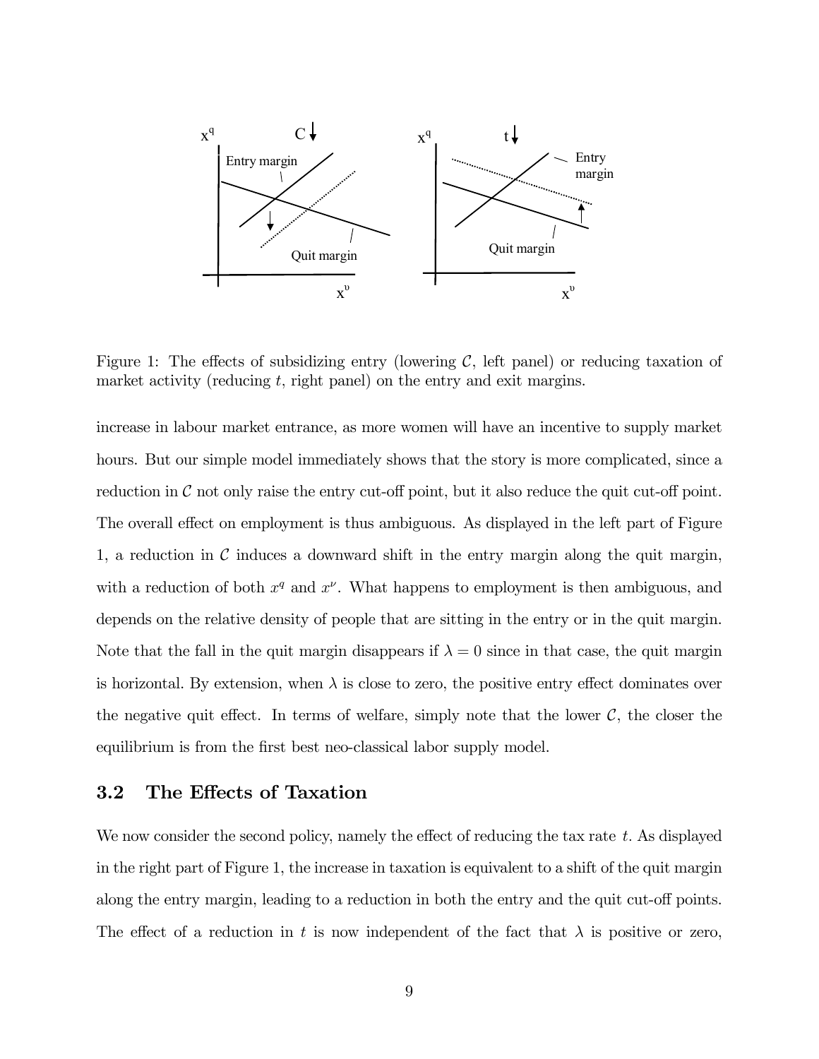Figure 1: The effects of subsidizing entry (lowering $\mathcal{C}$, left panel) or reducing taxation of market activity (reducing $t$, right panel) on the entry and exit margins.

increase in labour market entrance, as more women will have an incentive to supply market hours. But our simple model immediately shows that the story is more complicated, since a reduction in $\mathcal{C}$ not only raise the entry cut-off point, but it also reduce the quit cut-off point. The overall effect on employment is thus ambiguous. As displayed in the left part of Figure 1, a reduction in $\mathcal{C}$ induces a downward shift in the entry margin along the quit margin, with a reduction of both $x^q$ and $x^\nu$. What happens to employment is then ambiguous, and depends on the relative density of people that are sitting in the entry or in the quit margin. Note that the fall in the quit margin disappears if $\lambda = 0$ since in that case, the quit margin is horizontal. By extension, when $\lambda$ is close to zero, the positive entry effect dominates over the negative quit effect. In terms of welfare, simply note that the lower $\mathcal{C}$, the closer the equilibrium is from the first best neo-classical labor supply model.

## 3.2 The Effects of Taxation

We now consider the second policy, namely the effect of reducing the tax rate $t$. As displayed in the right part of Figure 1, the increase in taxation is equivalent to a shift of the quit margin along the entry margin, leading to a reduction in both the entry and the quit cut-off points. The effect of a reduction in $t$ is now independent of the fact that $\lambda$ is positive or zero,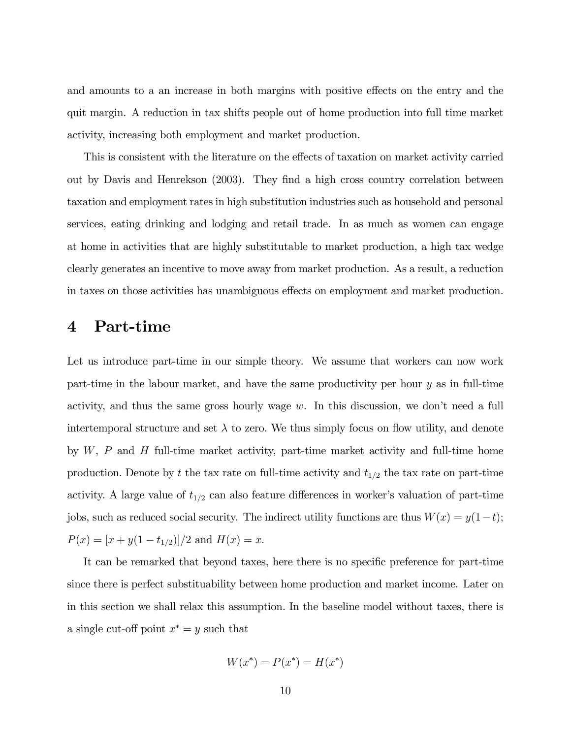and amounts to a an increase in both margins with positive effects on the entry and the quit margin. A reduction in tax shifts people out of home production into full time market activity, increasing both employment and market production.

This is consistent with the literature on the effects of taxation on market activity carried out by Davis and Henrekson (2003). They find a high cross country correlation between taxation and employment rates in high substitution industries such as household and personal services, eating drinking and lodging and retail trade. In as much as women can engage at home in activities that are highly substitutable to market production, a high tax wedge clearly generates an incentive to move away from market production. As a result, a reduction in taxes on those activities has unambiguous effects on employment and market production.

# 4 Part-time

Let us introduce part-time in our simple theory. We assume that workers can now work part-time in the labour market, and have the same productivity per hour $y$ as in full-time activity, and thus the same gross hourly wage $w$. In this discussion, we don't need a full intertemporal structure and set $\lambda$ to zero. We thus simply focus on flow utility, and denote by $W$, $P$ and $H$ full-time market activity, part-time market activity and full-time home production. Denote by $t$ the tax rate on full-time activity and $t_{1/2}$ the tax rate on part-time activity. A large value of $t_{1/2}$ can also feature differences in worker's valuation of part-time jobs, such as reduced social security. The indirect utility functions are thus $W(x) = y(1-t)$; $P(x) = [x + y(1 - t_{1/2})]/2$ and $H(x) = x$.

It can be remarked that beyond taxes, here there is no specific preference for part-time since there is perfect substituability between home production and market income. Later on in this section we shall relax this assumption. In the baseline model without taxes, there is a single cut-off point $x^* = y$ such that

$$W(x^*) = P(x^*) = H(x^*)$$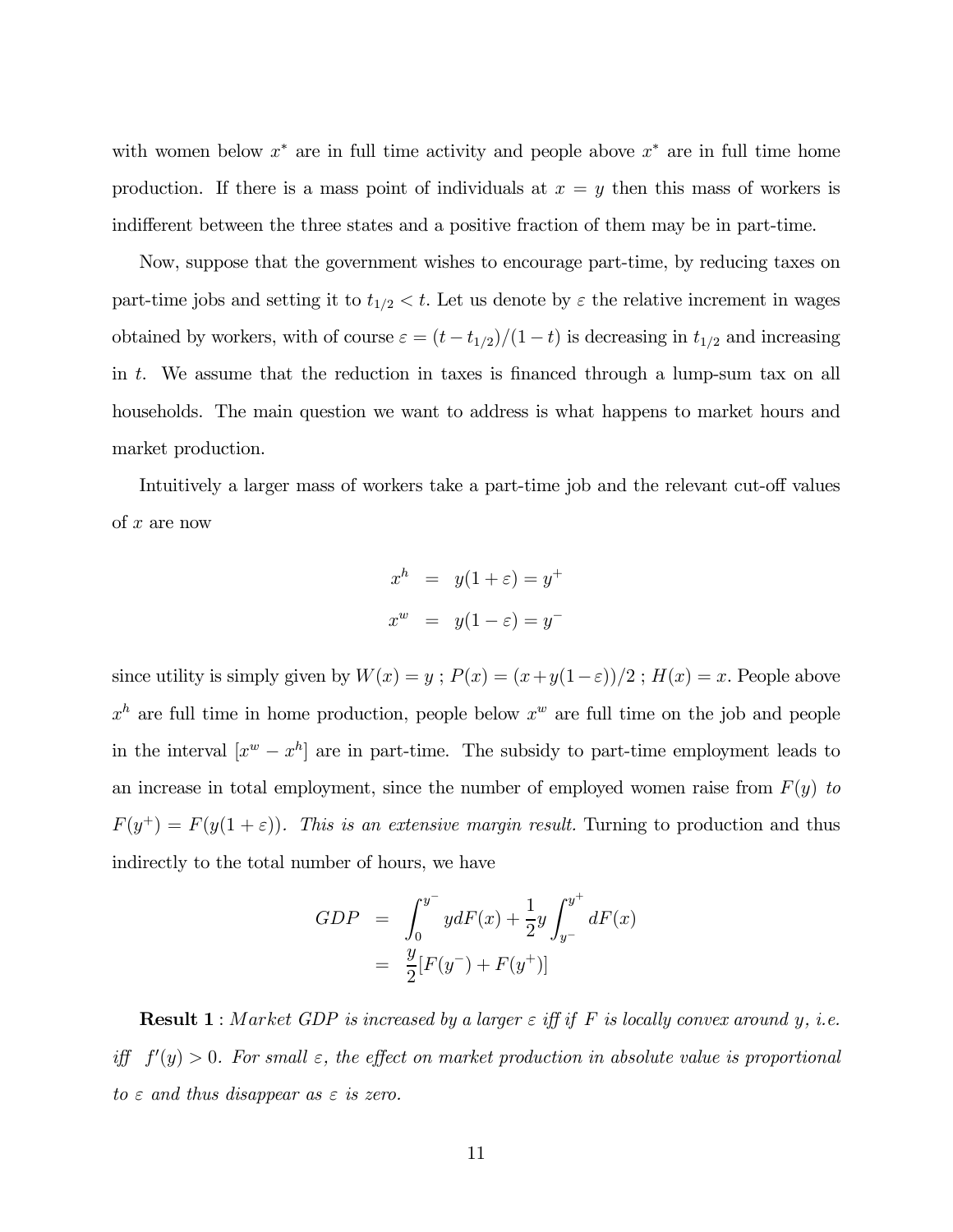with women below $x^*$ are in full time activity and people above $x^*$ are in full time home production. If there is a mass point of individuals at $x = y$ then this mass of workers is indifferent between the three states and a positive fraction of them may be in part-time.

Now, suppose that the government wishes to encourage part-time, by reducing taxes on part-time jobs and setting it to $t_{1/2} < t$. Let us denote by $\varepsilon$ the relative increment in wages obtained by workers, with of course $\varepsilon = (t - t_{1/2})/(1-t)$ is decreasing in $t_{1/2}$ and increasing in $t$. We assume that the reduction in taxes is financed through a lump-sum tax on all households. The main question we want to address is what happens to market hours and market production.

Intuitively a larger mass of workers take a part-time job and the relevant cut-off values of $x$ are now

$$
\begin{aligned}
x^h &= y(1+\varepsilon) = y^+ \\
x^w &= y(1-\varepsilon) = y^-
\end{aligned}
$$

since utility is simply given by $W(x) = y$ ; $P(x) = (x + y(1-\varepsilon))/2$ ; $H(x) = x$. People above $x^h$ are full time in home production, people below $x^w$ are full time on the job and people in the interval $[x^w - x^h]$ are in part-time. The subsidy to part-time employment leads to an increase in total employment, since the number of employed women raise from $F(y)$ *to* $F(y^+) = F(y(1+\varepsilon))$. *This is an extensive margin result.* Turning to production and thus indirectly to the total number of hours, we have

$$
\begin{aligned}
GDP &= \int_0^{y^-} y dF(x) + \frac{1}{2} y \int_{y^-}^{y^+} dF(x) \\
&= \frac{y}{2}[F(y^-) + F(y^+)]
\end{aligned}
$$

**Result 1** : *Market GDP is increased by a larger $\varepsilon$ iff if $F$ is locally convex around $y$, i.e. iff $f'(y) > 0$. For small $\varepsilon$, the effect on market production in absolute value is proportional to $\varepsilon$ and thus disappear as $\varepsilon$ is zero.*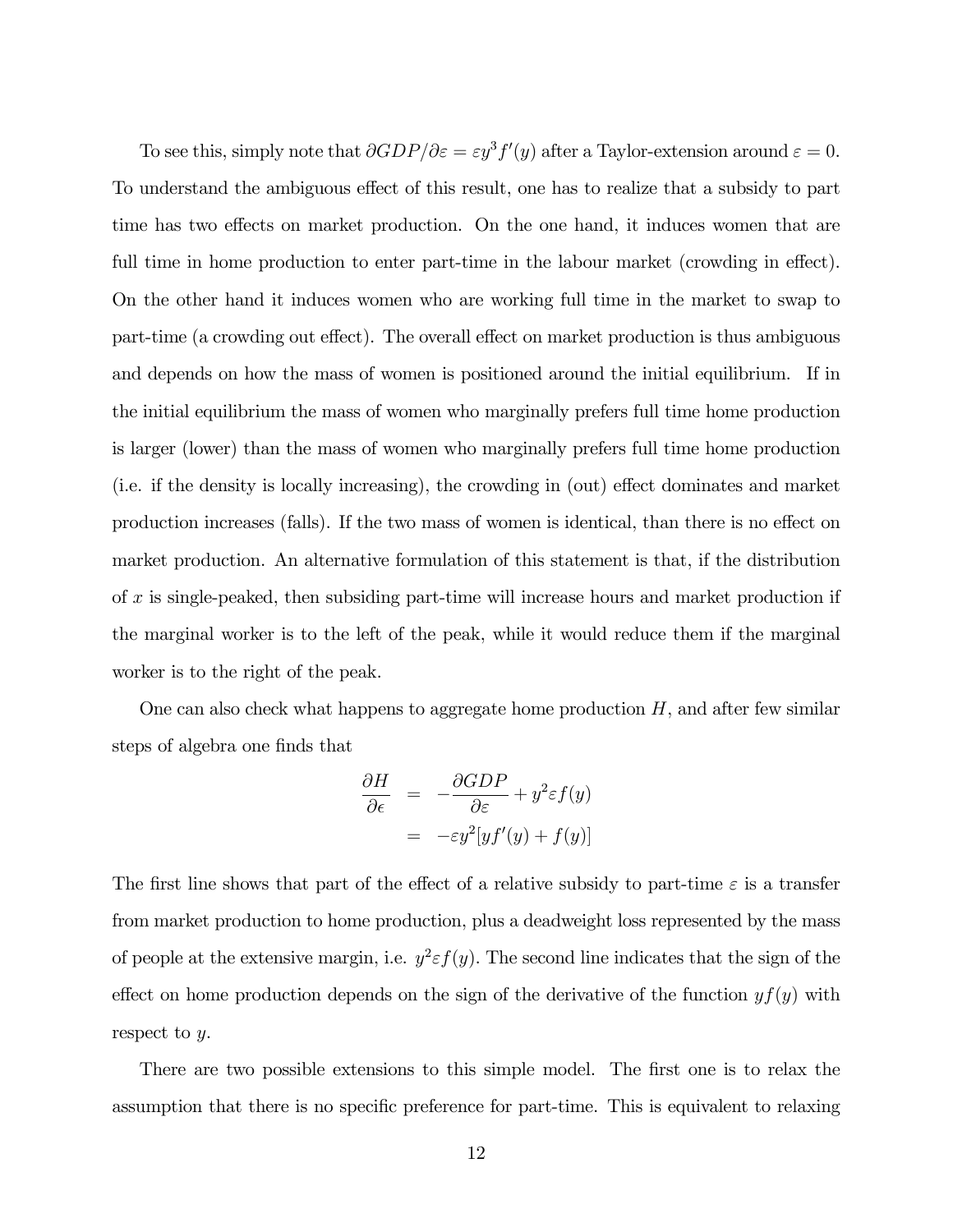To see this, simply note that $\partial GDP/\partial\varepsilon = \varepsilon y^3 f'(y)$ after a Taylor-extension around $\varepsilon = 0$. To understand the ambiguous effect of this result, one has to realize that a subsidy to part time has two effects on market production. On the one hand, it induces women that are full time in home production to enter part-time in the labour market (crowding in effect). On the other hand it induces women who are working full time in the market to swap to part-time (a crowding out effect). The overall effect on market production is thus ambiguous and depends on how the mass of women is positioned around the initial equilibrium. If in the initial equilibrium the mass of women who marginally prefers full time home production is larger (lower) than the mass of women who marginally prefers full time home production (i.e. if the density is locally increasing), the crowding in (out) effect dominates and market production increases (falls). If the two mass of women is identical, than there is no effect on market production. An alternative formulation of this statement is that, if the distribution of $x$ is single-peaked, then subsiding part-time will increase hours and market production if the marginal worker is to the left of the peak, while it would reduce them if the marginal worker is to the right of the peak.

One can also check what happens to aggregate home production $H$, and after few similar steps of algebra one finds that

$$
\begin{aligned}
\frac{\partial H}{\partial \epsilon} &= -\frac{\partial GDP}{\partial \varepsilon} + y^2 \varepsilon f(y) \\
&= -\varepsilon y^2 [y f'(y) + f(y)]
\end{aligned}
$$

The first line shows that part of the effect of a relative subsidy to part-time $\varepsilon$ is a transfer from market production to home production, plus a deadweight loss represented by the mass of people at the extensive margin, i.e. $y^2 \varepsilon f(y)$. The second line indicates that the sign of the effect on home production depends on the sign of the derivative of the function $y f(y)$ with respect to $y$.

There are two possible extensions to this simple model. The first one is to relax the assumption that there is no specific preference for part-time. This is equivalent to relaxing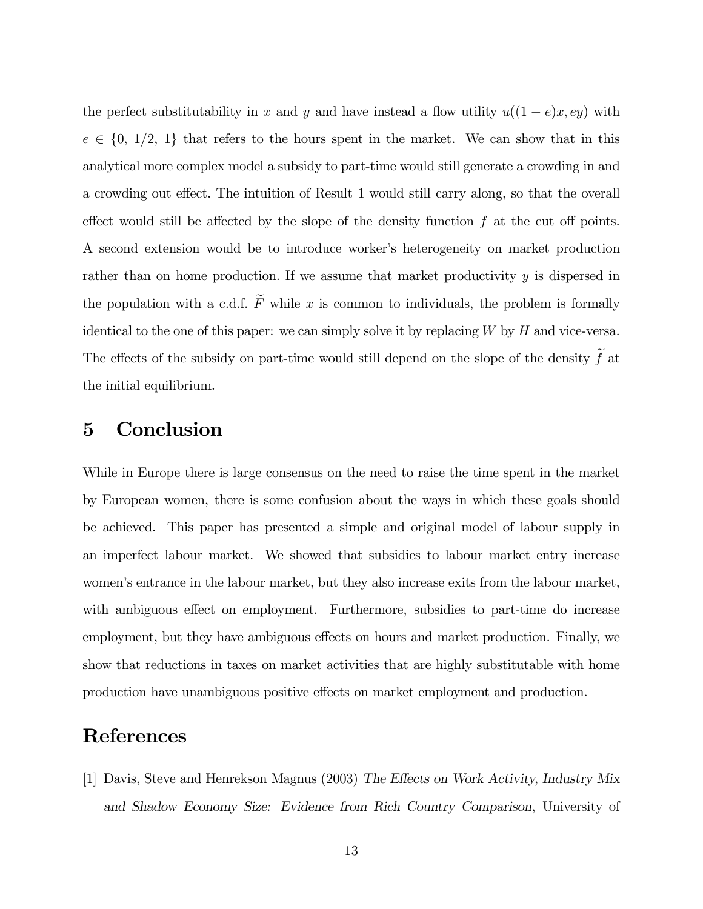the perfect substitutability in $x$ and $y$ and have instead a flow utility $u((1-e)x, ey)$ with $e \in \{0,\ 1/2,\ 1\}$ that refers to the hours spent in the market. We can show that in this analytical more complex model a subsidy to part-time would still generate a crowding in and a crowding out effect. The intuition of Result 1 would still carry along, so that the overall effect would still be affected by the slope of the density function $f$ at the cut off points. A second extension would be to introduce worker's heterogeneity on market production rather than on home production. If we assume that market productivity $y$ is dispersed in the population with a c.d.f. $\widetilde{F}$ while $x$ is common to individuals, the problem is formally identical to the one of this paper: we can simply solve it by replacing $W$ by $H$ and vice-versa. The effects of the subsidy on part-time would still depend on the slope of the density $\widetilde{f}$ at the initial equilibrium.

# 5 Conclusion

While in Europe there is large consensus on the need to raise the time spent in the market by European women, there is some confusion about the ways in which these goals should be achieved. This paper has presented a simple and original model of labour supply in an imperfect labour market. We showed that subsidies to labour market entry increase women's entrance in the labour market, but they also increase exits from the labour market, with ambiguous effect on employment. Furthermore, subsidies to part-time do increase employment, but they have ambiguous effects on hours and market production. Finally, we show that reductions in taxes on market activities that are highly substitutable with home production have unambiguous positive effects on market employment and production.

# References

[1] Davis, Steve and Henrekson Magnus (2003) *The Effects on Work Activity, Industry Mix and Shadow Economy Size: Evidence from Rich Country Comparison*, University of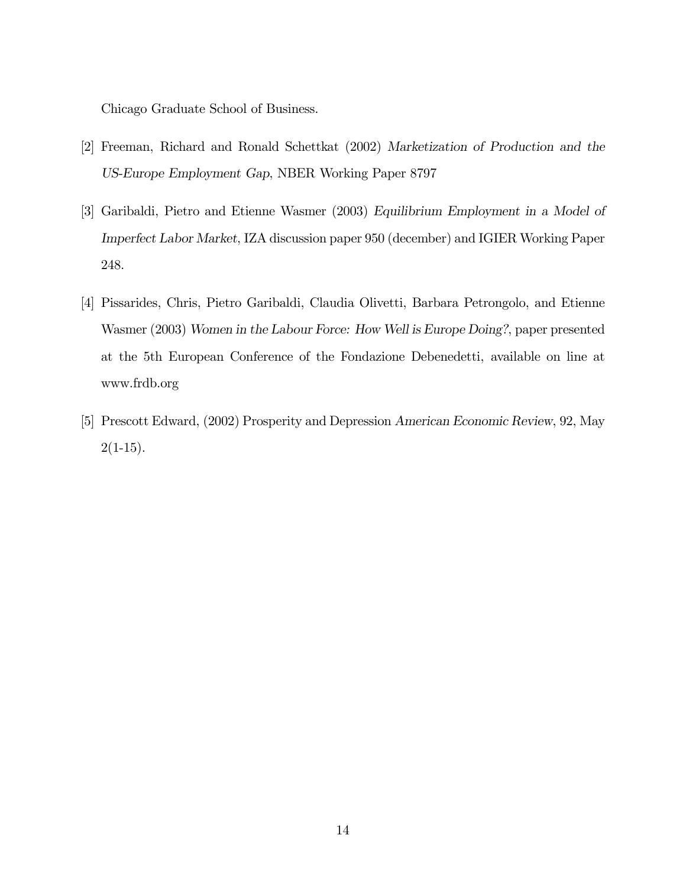Chicago Graduate School of Business.

[2] Freeman, Richard and Ronald Schettkat (2002) *Marketization of Production and the US-Europe Employment Gap*, NBER Working Paper 8797

[3] Garibaldi, Pietro and Etienne Wasmer (2003) *Equilibrium Employment in a Model of Imperfect Labor Market*, IZA discussion paper 950 (december) and IGIER Working Paper 248.

[4] Pissarides, Chris, Pietro Garibaldi, Claudia Olivetti, Barbara Petrongolo, and Etienne Wasmer (2003) *Women in the Labour Force: How Well is Europe Doing?*, paper presented at the 5th European Conference of the Fondazione Debenedetti, available on line at www.frdb.org

[5] Prescott Edward, (2002) Prosperity and Depression *American Economic Review*, 92, May 2(1-15).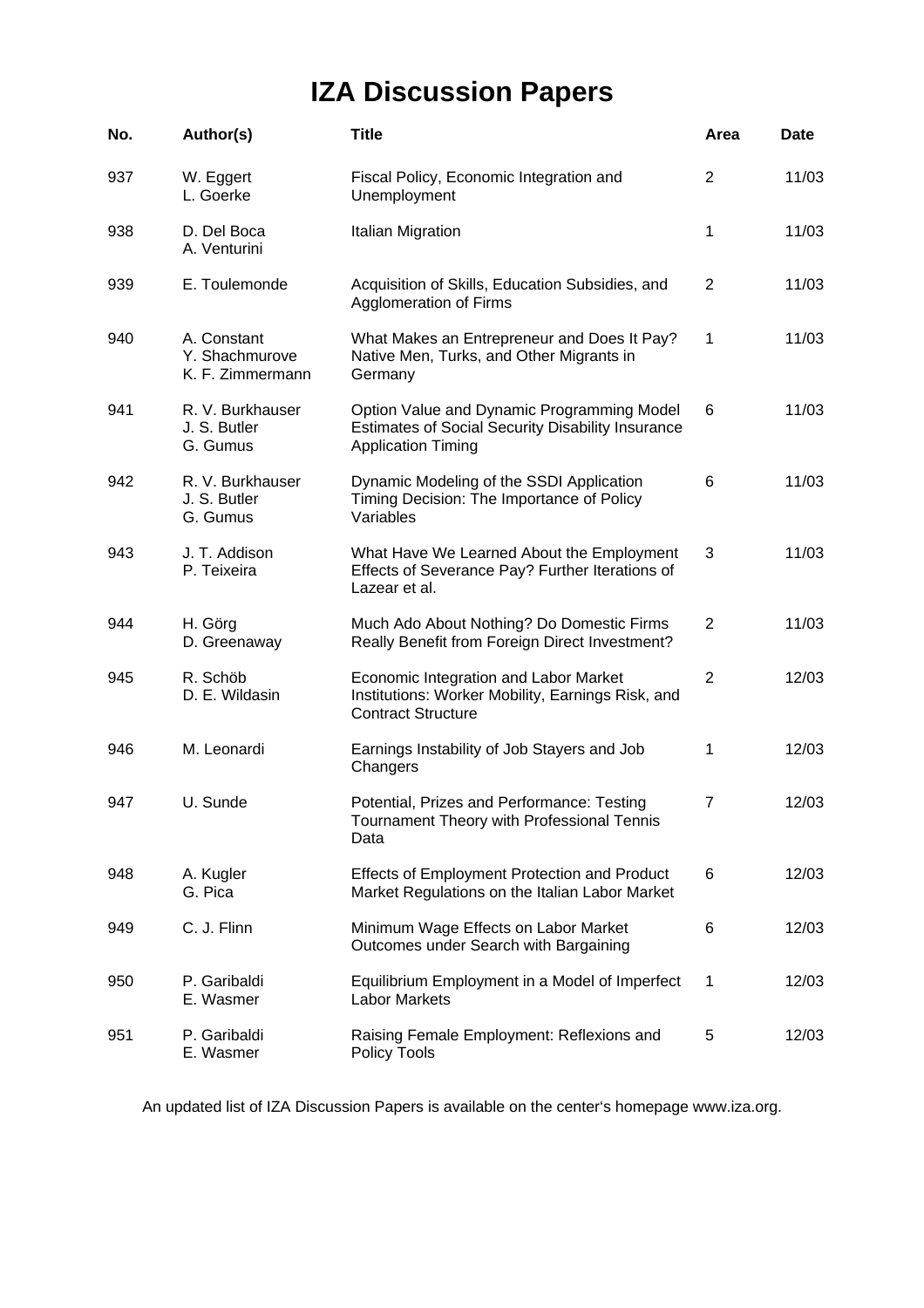# IZA Discussion Papers

| No. | Author(s) | Title | Area | Date |
|---|---|---|---|---|
| 937 | W. Eggert<br>L. Goerke | Fiscal Policy, Economic Integration and Unemployment | 2 | 11/03 |
| 938 | D. Del Boca<br>A. Venturini | Italian Migration | 1 | 11/03 |
| 939 | E. Toulemonde | Acquisition of Skills, Education Subsidies, and Agglomeration of Firms | 2 | 11/03 |
| 940 | A. Constant<br>Y. Shachmurove<br>K. F. Zimmermann | What Makes an Entrepreneur and Does It Pay? Native Men, Turks, and Other Migrants in Germany | 1 | 11/03 |
| 941 | R. V. Burkhauser<br>J. S. Butler<br>G. Gumus | Option Value and Dynamic Programming Model Estimates of Social Security Disability Insurance Application Timing | 6 | 11/03 |
| 942 | R. V. Burkhauser<br>J. S. Butler<br>G. Gumus | Dynamic Modeling of the SSDI Application Timing Decision: The Importance of Policy Variables | 6 | 11/03 |
| 943 | J. T. Addison<br>P. Teixeira | What Have We Learned About the Employment Effects of Severance Pay? Further Iterations of Lazear et al. | 3 | 11/03 |
| 944 | H. Görg<br>D. Greenaway | Much Ado About Nothing? Do Domestic Firms Really Benefit from Foreign Direct Investment? | 2 | 11/03 |
| 945 | R. Schöb<br>D. E. Wildasin | Economic Integration and Labor Market Institutions: Worker Mobility, Earnings Risk, and Contract Structure | 2 | 12/03 |
| 946 | M. Leonardi | Earnings Instability of Job Stayers and Job Changers | 1 | 12/03 |
| 947 | U. Sunde | Potential, Prizes and Performance: Testing Tournament Theory with Professional Tennis Data | 7 | 12/03 |
| 948 | A. Kugler<br>G. Pica | Effects of Employment Protection and Product Market Regulations on the Italian Labor Market | 6 | 12/03 |
| 949 | C. J. Flinn | Minimum Wage Effects on Labor Market Outcomes under Search with Bargaining | 6 | 12/03 |
| 950 | P. Garibaldi<br>E. Wasmer | Equilibrium Employment in a Model of Imperfect Labor Markets | 1 | 12/03 |
| 951 | P. Garibaldi<br>E. Wasmer | Raising Female Employment: Reflexions and Policy Tools | 5 | 12/03 |

An updated list of IZA Discussion Papers is available on the center's homepage www.iza.org.